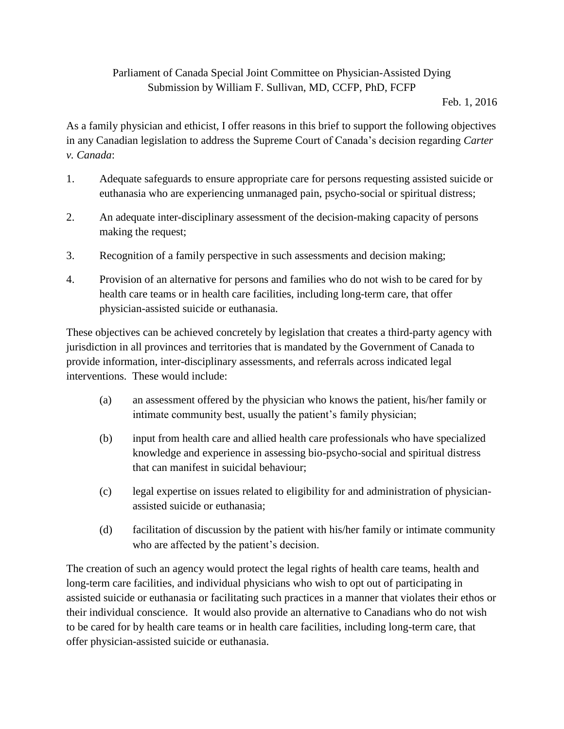Parliament of Canada Special Joint Committee on Physician-Assisted Dying
Submission by William F. Sullivan, MD, CCFP, PhD, FCFP

Feb. 1, 2016

As a family physician and ethicist, I offer reasons in this brief to support the following objectives in any Canadian legislation to address the Supreme Court of Canada's decision regarding *Carter v. Canada*:

1. Adequate safeguards to ensure appropriate care for persons requesting assisted suicide or euthanasia who are experiencing unmanaged pain, psycho-social or spiritual distress;

2. An adequate inter-disciplinary assessment of the decision-making capacity of persons making the request;

3. Recognition of a family perspective in such assessments and decision making;

4. Provision of an alternative for persons and families who do not wish to be cared for by health care teams or in health care facilities, including long-term care, that offer physician-assisted suicide or euthanasia.

These objectives can be achieved concretely by legislation that creates a third-party agency with jurisdiction in all provinces and territories that is mandated by the Government of Canada to provide information, inter-disciplinary assessments, and referrals across indicated legal interventions. These would include:

(a) an assessment offered by the physician who knows the patient, his/her family or intimate community best, usually the patient's family physician;

(b) input from health care and allied health care professionals who have specialized knowledge and experience in assessing bio-psycho-social and spiritual distress that can manifest in suicidal behaviour;

(c) legal expertise on issues related to eligibility for and administration of physician-assisted suicide or euthanasia;

(d) facilitation of discussion by the patient with his/her family or intimate community who are affected by the patient's decision.

The creation of such an agency would protect the legal rights of health care teams, health and long-term care facilities, and individual physicians who wish to opt out of participating in assisted suicide or euthanasia or facilitating such practices in a manner that violates their ethos or their individual conscience. It would also provide an alternative to Canadians who do not wish to be cared for by health care teams or in health care facilities, including long-term care, that offer physician-assisted suicide or euthanasia.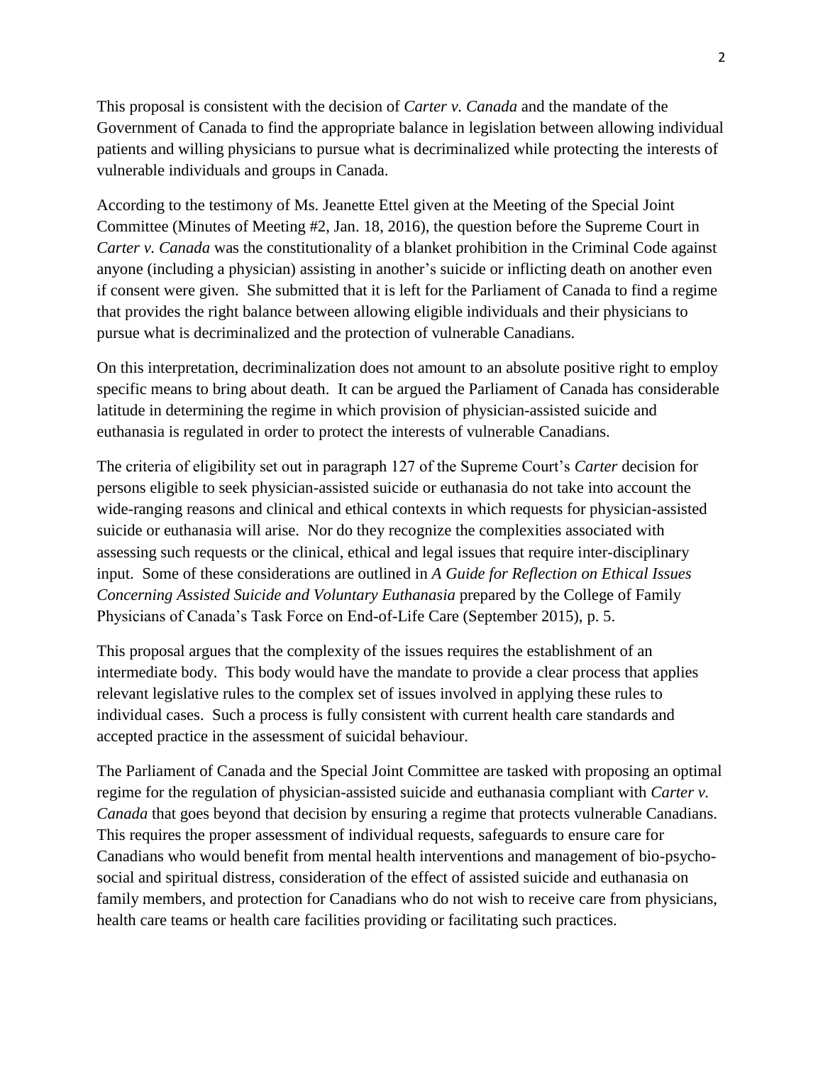This proposal is consistent with the decision of *Carter v. Canada* and the mandate of the Government of Canada to find the appropriate balance in legislation between allowing individual patients and willing physicians to pursue what is decriminalized while protecting the interests of vulnerable individuals and groups in Canada.

According to the testimony of Ms. Jeanette Ettel given at the Meeting of the Special Joint Committee (Minutes of Meeting #2, Jan. 18, 2016), the question before the Supreme Court in *Carter v. Canada* was the constitutionality of a blanket prohibition in the Criminal Code against anyone (including a physician) assisting in another's suicide or inflicting death on another even if consent were given. She submitted that it is left for the Parliament of Canada to find a regime that provides the right balance between allowing eligible individuals and their physicians to pursue what is decriminalized and the protection of vulnerable Canadians.

On this interpretation, decriminalization does not amount to an absolute positive right to employ specific means to bring about death. It can be argued the Parliament of Canada has considerable latitude in determining the regime in which provision of physician-assisted suicide and euthanasia is regulated in order to protect the interests of vulnerable Canadians.

The criteria of eligibility set out in paragraph 127 of the Supreme Court's *Carter* decision for persons eligible to seek physician-assisted suicide or euthanasia do not take into account the wide-ranging reasons and clinical and ethical contexts in which requests for physician-assisted suicide or euthanasia will arise. Nor do they recognize the complexities associated with assessing such requests or the clinical, ethical and legal issues that require inter-disciplinary input. Some of these considerations are outlined in *A Guide for Reflection on Ethical Issues Concerning Assisted Suicide and Voluntary Euthanasia* prepared by the College of Family Physicians of Canada's Task Force on End-of-Life Care (September 2015), p. 5.

This proposal argues that the complexity of the issues requires the establishment of an intermediate body. This body would have the mandate to provide a clear process that applies relevant legislative rules to the complex set of issues involved in applying these rules to individual cases. Such a process is fully consistent with current health care standards and accepted practice in the assessment of suicidal behaviour.

The Parliament of Canada and the Special Joint Committee are tasked with proposing an optimal regime for the regulation of physician-assisted suicide and euthanasia compliant with *Carter v. Canada* that goes beyond that decision by ensuring a regime that protects vulnerable Canadians. This requires the proper assessment of individual requests, safeguards to ensure care for Canadians who would benefit from mental health interventions and management of bio-psycho-social and spiritual distress, consideration of the effect of assisted suicide and euthanasia on family members, and protection for Canadians who do not wish to receive care from physicians, health care teams or health care facilities providing or facilitating such practices.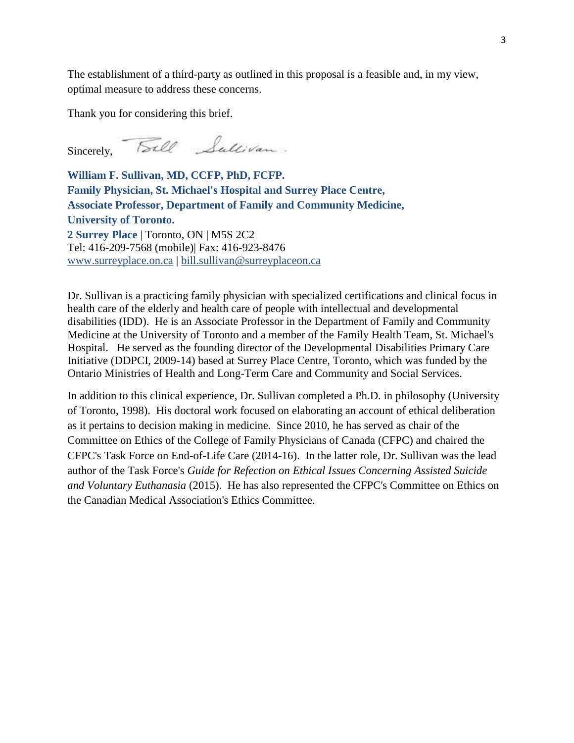The establishment of a third-party as outlined in this proposal is a feasible and, in my view, optimal measure to address these concerns.

Thank you for considering this brief.

Sincerely, Bill Sullivan

**William F. Sullivan, MD, CCFP, PhD, FCFP.**
**Family Physician, St. Michael's Hospital and Surrey Place Centre,**
**Associate Professor, Department of Family and Community Medicine,**
**University of Toronto.**
**2 Surrey Place** | Toronto, ON | M5S 2C2
Tel: 416-209-7568 (mobile)| Fax: 416-923-8476
www.surreyplace.on.ca | bill.sullivan@surreyplaceon.ca

Dr. Sullivan is a practicing family physician with specialized certifications and clinical focus in health care of the elderly and health care of people with intellectual and developmental disabilities (IDD). He is an Associate Professor in the Department of Family and Community Medicine at the University of Toronto and a member of the Family Health Team, St. Michael's Hospital. He served as the founding director of the Developmental Disabilities Primary Care Initiative (DDPCI, 2009-14) based at Surrey Place Centre, Toronto, which was funded by the Ontario Ministries of Health and Long-Term Care and Community and Social Services.

In addition to this clinical experience, Dr. Sullivan completed a Ph.D. in philosophy (University of Toronto, 1998). His doctoral work focused on elaborating an account of ethical deliberation as it pertains to decision making in medicine. Since 2010, he has served as chair of the Committee on Ethics of the College of Family Physicians of Canada (CFPC) and chaired the CFPC's Task Force on End-of-Life Care (2014-16). In the latter role, Dr. Sullivan was the lead author of the Task Force's *Guide for Refection on Ethical Issues Concerning Assisted Suicide and Voluntary Euthanasia* (2015). He has also represented the CFPC's Committee on Ethics on the Canadian Medical Association's Ethics Committee.